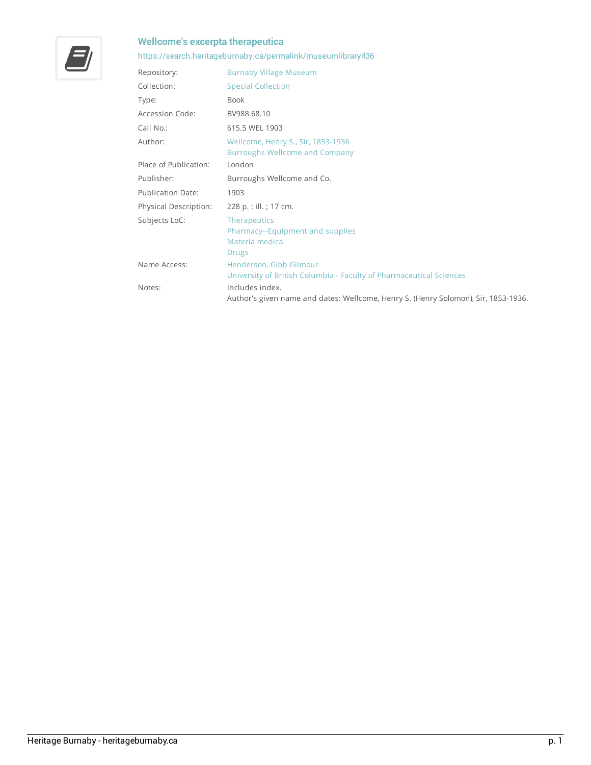# Wellcome's excerpta therapeutica

https://search.heritageburnaby.ca/permalink/museumlibrary436

| | |
|---|---|
| Repository: | Burnaby Village Museum |
| Collection: | Special Collection |
| Type: | Book |
| Accession Code: | BV988.68.10 |
| Call No.: | 615.5 WEL 1903 |
| Author: | Wellcome, Henry S., Sir, 1853-1936<br>Burroughs Wellcome and Company |
| Place of Publication: | London |
| Publisher: | Burroughs Wellcome and Co. |
| Publication Date: | 1903 |
| Physical Description: | 228 p. : ill. ; 17 cm. |
| Subjects LoC: | Therapeutics<br>Pharmacy--Equipment and supplies<br>Materia medica<br>Drugs |
| Name Access: | Henderson, Gibb Gilmour<br>University of British Columbia - Faculty of Pharmaceutical Sciences |
| Notes: | Includes index.<br>Author's given name and dates: Wellcome, Henry S. (Henry Solomon), Sir, 1853-1936. |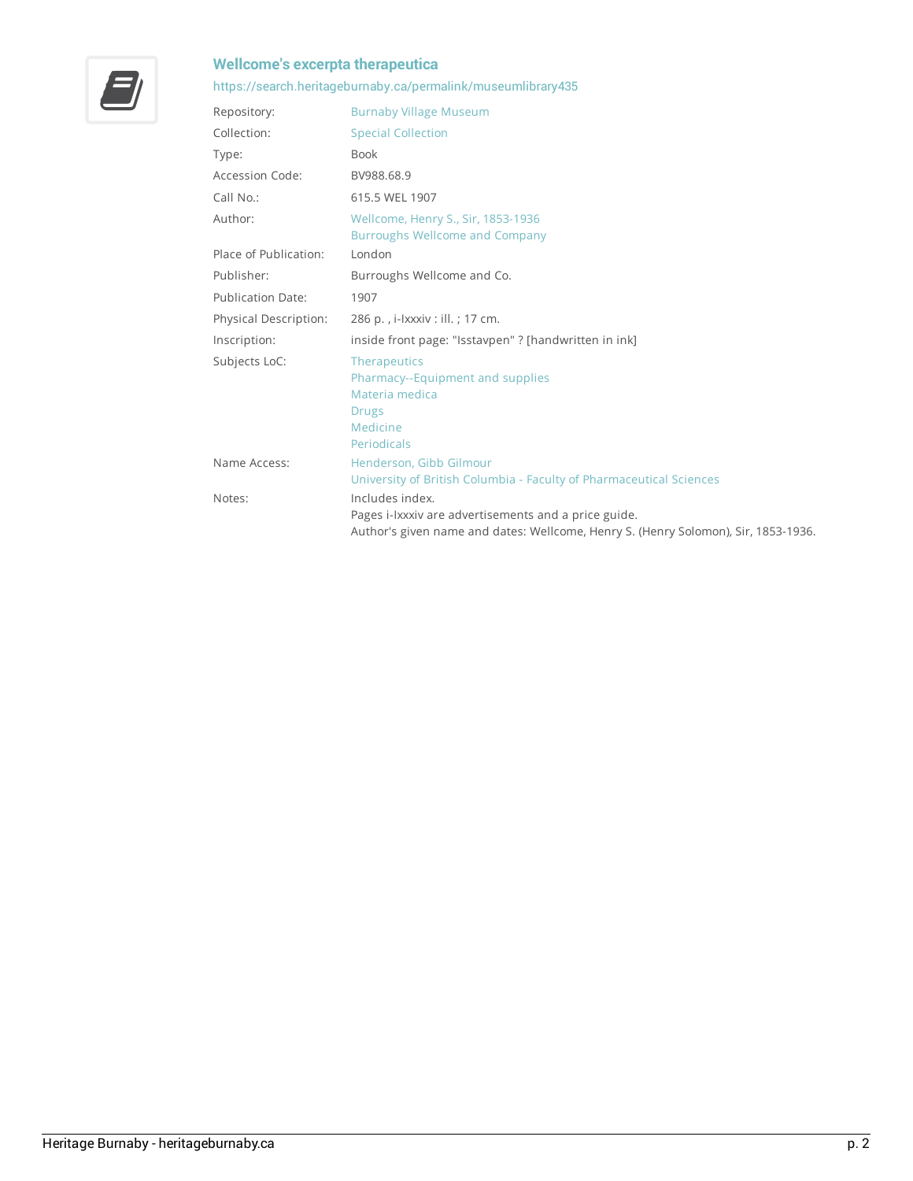## Wellcome's excerpta therapeutica

https://search.heritageburnaby.ca/permalink/museumlibrary435

| | |
|---|---|
| Repository: | Burnaby Village Museum |
| Collection: | Special Collection |
| Type: | Book |
| Accession Code: | BV988.68.9 |
| Call No.: | 615.5 WEL 1907 |
| Author: | Wellcome, Henry S., Sir, 1853-1936<br>Burroughs Wellcome and Company |
| Place of Publication: | London |
| Publisher: | Burroughs Wellcome and Co. |
| Publication Date: | 1907 |
| Physical Description: | 286 p. , i-lxxxiv : ill. ; 17 cm. |
| Inscription: | inside front page: "Isstavpen" ? [handwritten in ink] |
| Subjects LoC: | Therapeutics<br>Pharmacy--Equipment and supplies<br>Materia medica<br>Drugs<br>Medicine<br>Periodicals |
| Name Access: | Henderson, Gibb Gilmour<br>University of British Columbia - Faculty of Pharmaceutical Sciences |
| Notes: | Includes index.<br>Pages i-lxxxiv are advertisements and a price guide.<br>Author's given name and dates: Wellcome, Henry S. (Henry Solomon), Sir, 1853-1936. |